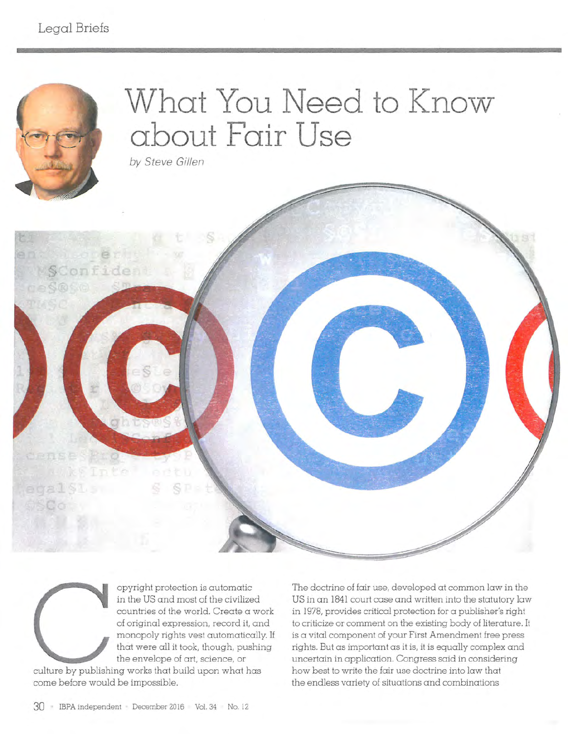# What You Need to Know about Fair Use

*by Steve Gillen*

Copyright protection is automatic in the US and most of the civilized countries of the world. Create a work of original expression, record it, and monopoly rights vest automatically. If that were all it took, though, pushing the envelope of art, science, or culture by publishing works that build upon what has come before would be impossible.

The doctrine of fair use, developed at common law in the US in an 1841 court case and written into the statutory law in 1978, provides critical protection for a publisher's right to criticize or comment on the existing body of literature. It is a vital component of your First Amendment free press rights. But as important as it is, it is equally complex and uncertain in application. Congress said in considering how best to write the fair use doctrine into law that the endless variety of situations and combinations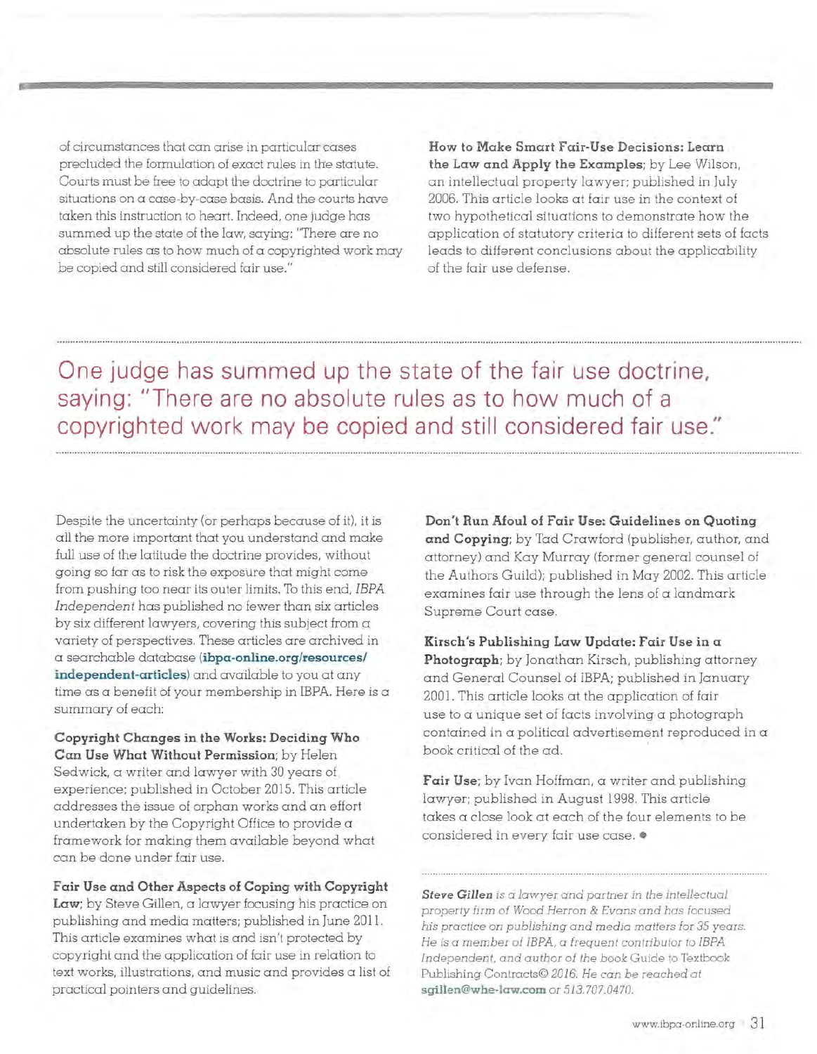of circumstances that can arise in particular cases precluded the formulation of exact rules in the statute. Courts must be free to adapt the doctrine to particular situations on a case-by-case basis. And the courts have taken this instruction to heart. Indeed, one judge has summed up the state of the law, saying: "There are no absolute rules as to how much of a copyrighted work may be copied and still considered fair use."

**How to Make Smart Fair-Use Decisions: Learn the Law and Apply the Examples**; by Lee Wilson, an intellectual property lawyer; published in July 2006. This article looks at fair use in the context of two hypothetical situations to demonstrate how the application of statutory criteria to different sets of facts leads to different conclusions about the applicability of the fair use defense.

> One judge has summed up the state of the fair use doctrine, saying: "There are no absolute rules as to how much of a copyrighted work may be copied and still considered fair use."

Despite the uncertainty (or perhaps because of it), it is all the more important that you understand and make full use of the latitude the doctrine provides, without going so far as to risk the exposure that might come from pushing too near its outer limits. To this end, *IBPA Independent* has published no fewer than six articles by six different lawyers, covering this subject from a variety of perspectives. These articles are archived in a searchable database (**ibpa-online.org/resources/independent-articles**) and available to you at any time as a benefit of your membership in IBPA. Here is a summary of each:

**Copyright Changes in the Works: Deciding Who Can Use What Without Permission**; by Helen Sedwick, a writer and lawyer with 30 years of experience; published in October 2015. This article addresses the issue of orphan works and an effort undertaken by the Copyright Office to provide a framework for making them available beyond what can be done under fair use.

**Fair Use and Other Aspects of Coping with Copyright Law**; by Steve Gillen, a lawyer focusing his practice on publishing and media matters; published in June 2011. This article examines what is and isn't protected by copyright and the application of fair use in relation to text works, illustrations, and music and provides a list of practical pointers and guidelines.

**Don't Run Afoul of Fair Use: Guidelines on Quoting and Copying**; by Tad Crawford (publisher, author, and attorney) and Kay Murray (former general counsel of the Authors Guild); published in May 2002. This article examines fair use through the lens of a landmark Supreme Court case.

**Kirsch's Publishing Law Update: Fair Use in a Photograph**; by Jonathan Kirsch, publishing attorney and General Counsel of IBPA; published in January 2001. This article looks at the application of fair use to a unique set of facts involving a photograph contained in a political advertisement reproduced in a book critical of the ad.

**Fair Use**; by Ivan Hoffman, a writer and publishing lawyer; published in August 1998. This article takes a close look at each of the four elements to be considered in every fair use case.

*__Steve Gillen__ is a lawyer and partner in the intellectual property firm of Wood Herron & Evans and has focused his practice on publishing and media matters for 35 years. He is a member of IBPA, a frequent contributor to IBPA Independent, and author of the book* Guide to Textbook Publishing Contracts© *2016. He can be reached at* **sgillen@whe-law.com** *or 513.707.0470.*